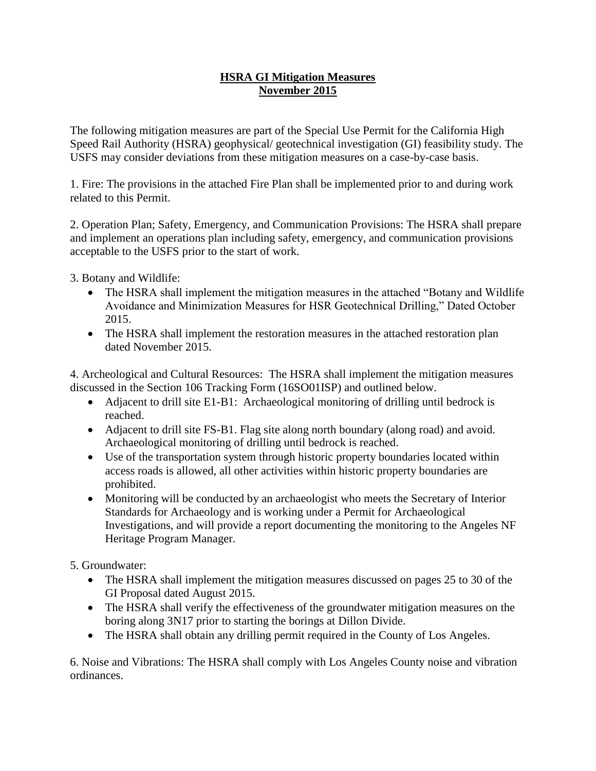# **HSRA GI Mitigation Measures**
# **November 2015**

The following mitigation measures are part of the Special Use Permit for the California High Speed Rail Authority (HSRA) geophysical/ geotechnical investigation (GI) feasibility study. The USFS may consider deviations from these mitigation measures on a case-by-case basis.

1. Fire: The provisions in the attached Fire Plan shall be implemented prior to and during work related to this Permit.

2. Operation Plan; Safety, Emergency, and Communication Provisions: The HSRA shall prepare and implement an operations plan including safety, emergency, and communication provisions acceptable to the USFS prior to the start of work.

3. Botany and Wildlife:

- The HSRA shall implement the mitigation measures in the attached "Botany and Wildlife Avoidance and Minimization Measures for HSR Geotechnical Drilling," Dated October 2015.
- The HSRA shall implement the restoration measures in the attached restoration plan dated November 2015.

4. Archeological and Cultural Resources: The HSRA shall implement the mitigation measures discussed in the Section 106 Tracking Form (16SO01ISP) and outlined below.

- Adjacent to drill site E1-B1: Archaeological monitoring of drilling until bedrock is reached.
- Adjacent to drill site FS-B1. Flag site along north boundary (along road) and avoid. Archaeological monitoring of drilling until bedrock is reached.
- Use of the transportation system through historic property boundaries located within access roads is allowed, all other activities within historic property boundaries are prohibited.
- Monitoring will be conducted by an archaeologist who meets the Secretary of Interior Standards for Archaeology and is working under a Permit for Archaeological Investigations, and will provide a report documenting the monitoring to the Angeles NF Heritage Program Manager.

5. Groundwater:

- The HSRA shall implement the mitigation measures discussed on pages 25 to 30 of the GI Proposal dated August 2015.
- The HSRA shall verify the effectiveness of the groundwater mitigation measures on the boring along 3N17 prior to starting the borings at Dillon Divide.
- The HSRA shall obtain any drilling permit required in the County of Los Angeles.

6. Noise and Vibrations: The HSRA shall comply with Los Angeles County noise and vibration ordinances.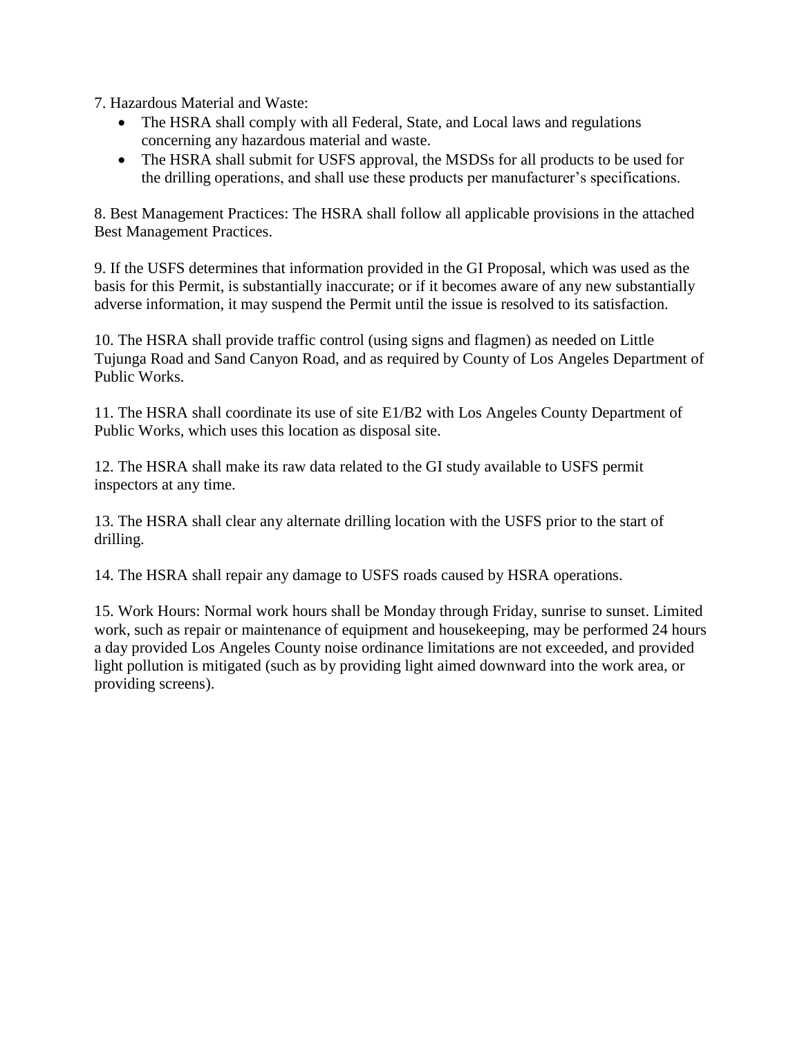7. Hazardous Material and Waste:

- The HSRA shall comply with all Federal, State, and Local laws and regulations concerning any hazardous material and waste.
- The HSRA shall submit for USFS approval, the MSDSs for all products to be used for the drilling operations, and shall use these products per manufacturer's specifications.

8. Best Management Practices: The HSRA shall follow all applicable provisions in the attached Best Management Practices.

9. If the USFS determines that information provided in the GI Proposal, which was used as the basis for this Permit, is substantially inaccurate; or if it becomes aware of any new substantially adverse information, it may suspend the Permit until the issue is resolved to its satisfaction.

10. The HSRA shall provide traffic control (using signs and flagmen) as needed on Little Tujunga Road and Sand Canyon Road, and as required by County of Los Angeles Department of Public Works.

11. The HSRA shall coordinate its use of site E1/B2 with Los Angeles County Department of Public Works, which uses this location as disposal site.

12. The HSRA shall make its raw data related to the GI study available to USFS permit inspectors at any time.

13. The HSRA shall clear any alternate drilling location with the USFS prior to the start of drilling.

14. The HSRA shall repair any damage to USFS roads caused by HSRA operations.

15. Work Hours: Normal work hours shall be Monday through Friday, sunrise to sunset. Limited work, such as repair or maintenance of equipment and housekeeping, may be performed 24 hours a day provided Los Angeles County noise ordinance limitations are not exceeded, and provided light pollution is mitigated (such as by providing light aimed downward into the work area, or providing screens).